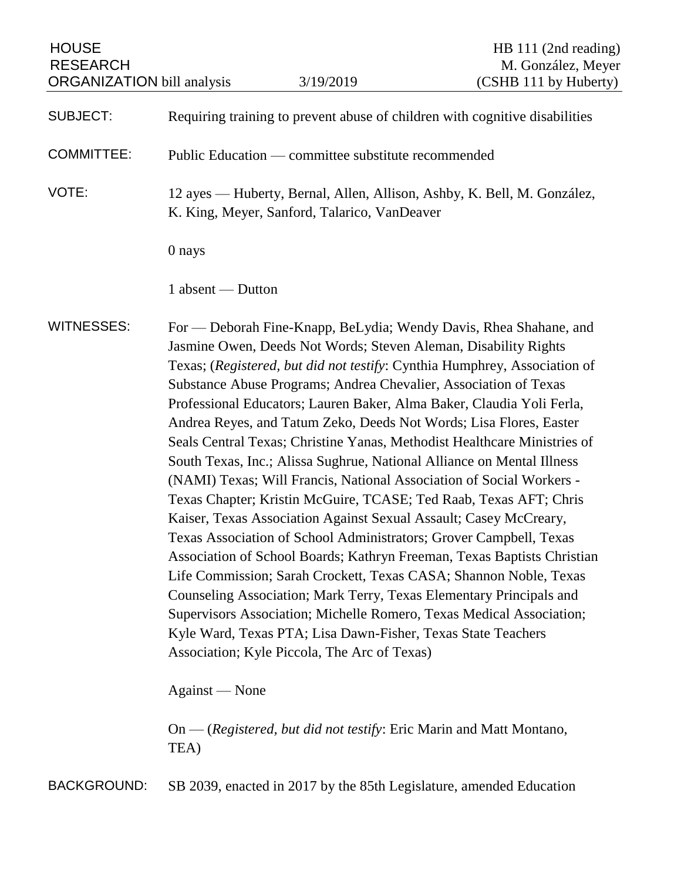HOUSE RESEARCH ORGANIZATION bill analysis | 3/19/2019 | HB 111 (2nd reading) M. González, Meyer (CSHB 111 by Huberty)

**SUBJECT:** Requiring training to prevent abuse of children with cognitive disabilities

**COMMITTEE:** Public Education — committee substitute recommended

**VOTE:** 12 ayes — Huberty, Bernal, Allen, Allison, Ashby, K. Bell, M. González, K. King, Meyer, Sanford, Talarico, VanDeaver

0 nays

1 absent — Dutton

**WITNESSES:** For — Deborah Fine-Knapp, BeLydia; Wendy Davis, Rhea Shahane, and Jasmine Owen, Deeds Not Words; Steven Aleman, Disability Rights Texas; (*Registered, but did not testify*: Cynthia Humphrey, Association of Substance Abuse Programs; Andrea Chevalier, Association of Texas Professional Educators; Lauren Baker, Alma Baker, Claudia Yoli Ferla, Andrea Reyes, and Tatum Zeko, Deeds Not Words; Lisa Flores, Easter Seals Central Texas; Christine Yanas, Methodist Healthcare Ministries of South Texas, Inc.; Alissa Sughrue, National Alliance on Mental Illness (NAMI) Texas; Will Francis, National Association of Social Workers - Texas Chapter; Kristin McGuire, TCASE; Ted Raab, Texas AFT; Chris Kaiser, Texas Association Against Sexual Assault; Casey McCreary, Texas Association of School Administrators; Grover Campbell, Texas Association of School Boards; Kathryn Freeman, Texas Baptists Christian Life Commission; Sarah Crockett, Texas CASA; Shannon Noble, Texas Counseling Association; Mark Terry, Texas Elementary Principals and Supervisors Association; Michelle Romero, Texas Medical Association; Kyle Ward, Texas PTA; Lisa Dawn-Fisher, Texas State Teachers Association; Kyle Piccola, The Arc of Texas)

Against — None

On — (*Registered, but did not testify*: Eric Marin and Matt Montano, TEA)

**BACKGROUND:** SB 2039, enacted in 2017 by the 85th Legislature, amended Education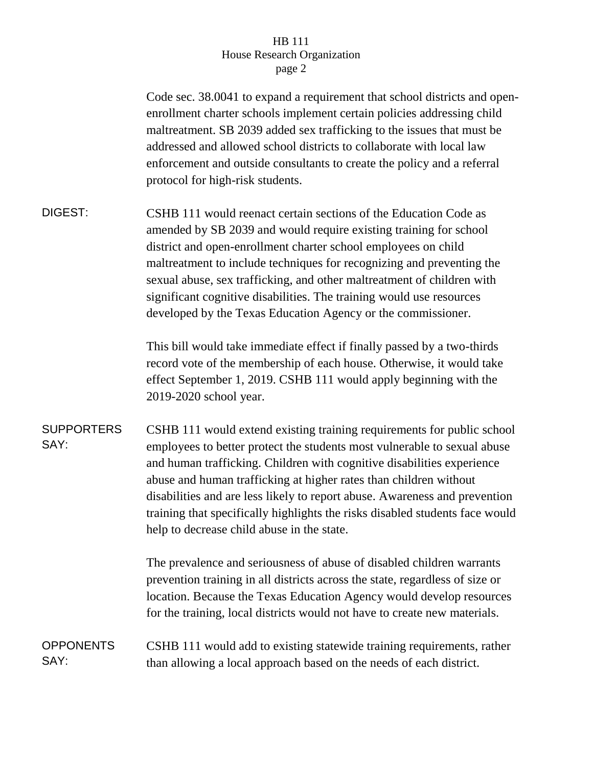Code sec. 38.0041 to expand a requirement that school districts and open-enrollment charter schools implement certain policies addressing child maltreatment. SB 2039 added sex trafficking to the issues that must be addressed and allowed school districts to collaborate with local law enforcement and outside consultants to create the policy and a referral protocol for high-risk students.

**DIGEST:**

CSHB 111 would reenact certain sections of the Education Code as amended by SB 2039 and would require existing training for school district and open-enrollment charter school employees on child maltreatment to include techniques for recognizing and preventing the sexual abuse, sex trafficking, and other maltreatment of children with significant cognitive disabilities. The training would use resources developed by the Texas Education Agency or the commissioner.

This bill would take immediate effect if finally passed by a two-thirds record vote of the membership of each house. Otherwise, it would take effect September 1, 2019. CSHB 111 would apply beginning with the 2019-2020 school year.

**SUPPORTERS SAY:**

CSHB 111 would extend existing training requirements for public school employees to better protect the students most vulnerable to sexual abuse and human trafficking. Children with cognitive disabilities experience abuse and human trafficking at higher rates than children without disabilities and are less likely to report abuse. Awareness and prevention training that specifically highlights the risks disabled students face would help to decrease child abuse in the state.

The prevalence and seriousness of abuse of disabled children warrants prevention training in all districts across the state, regardless of size or location. Because the Texas Education Agency would develop resources for the training, local districts would not have to create new materials.

**OPPONENTS SAY:**

CSHB 111 would add to existing statewide training requirements, rather than allowing a local approach based on the needs of each district.